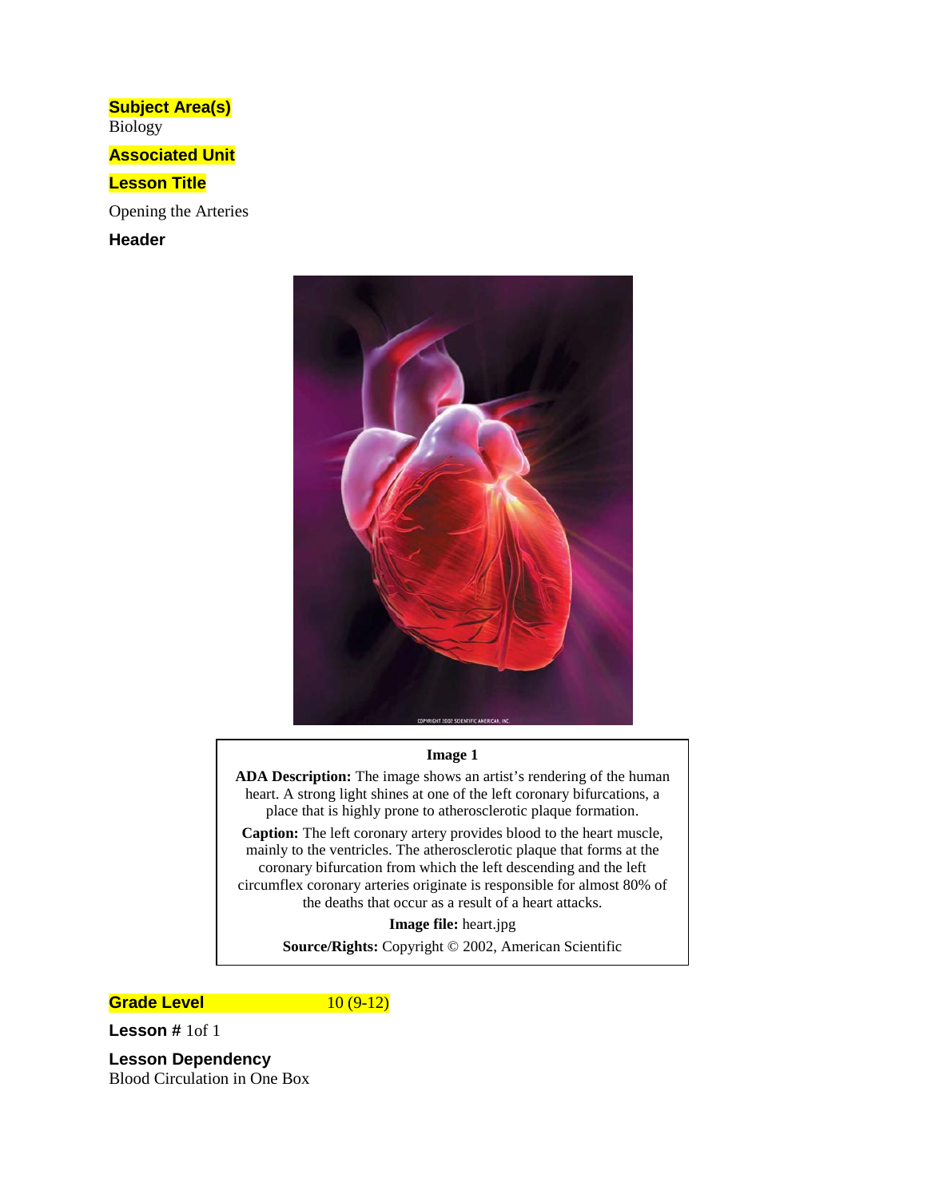**Subject Area(s)**

Biology

**Associated Unit**

**Lesson Title**

Opening the Arteries

**Header**

**Image 1**

**ADA Description:** The image shows an artist's rendering of the human heart. A strong light shines at one of the left coronary bifurcations, a place that is highly prone to atherosclerotic plaque formation.

**Caption:** The left coronary artery provides blood to the heart muscle, mainly to the ventricles. The atherosclerotic plaque that forms at the coronary bifurcation from which the left descending and the left circumflex coronary arteries originate is responsible for almost 80% of the deaths that occur as a result of a heart attacks.

**Image file:** heart.jpg

**Source/Rights:** Copyright © 2002, American Scientific

**Grade Level** 10 (9-12)

**Lesson #** 1of 1

**Lesson Dependency**

Blood Circulation in One Box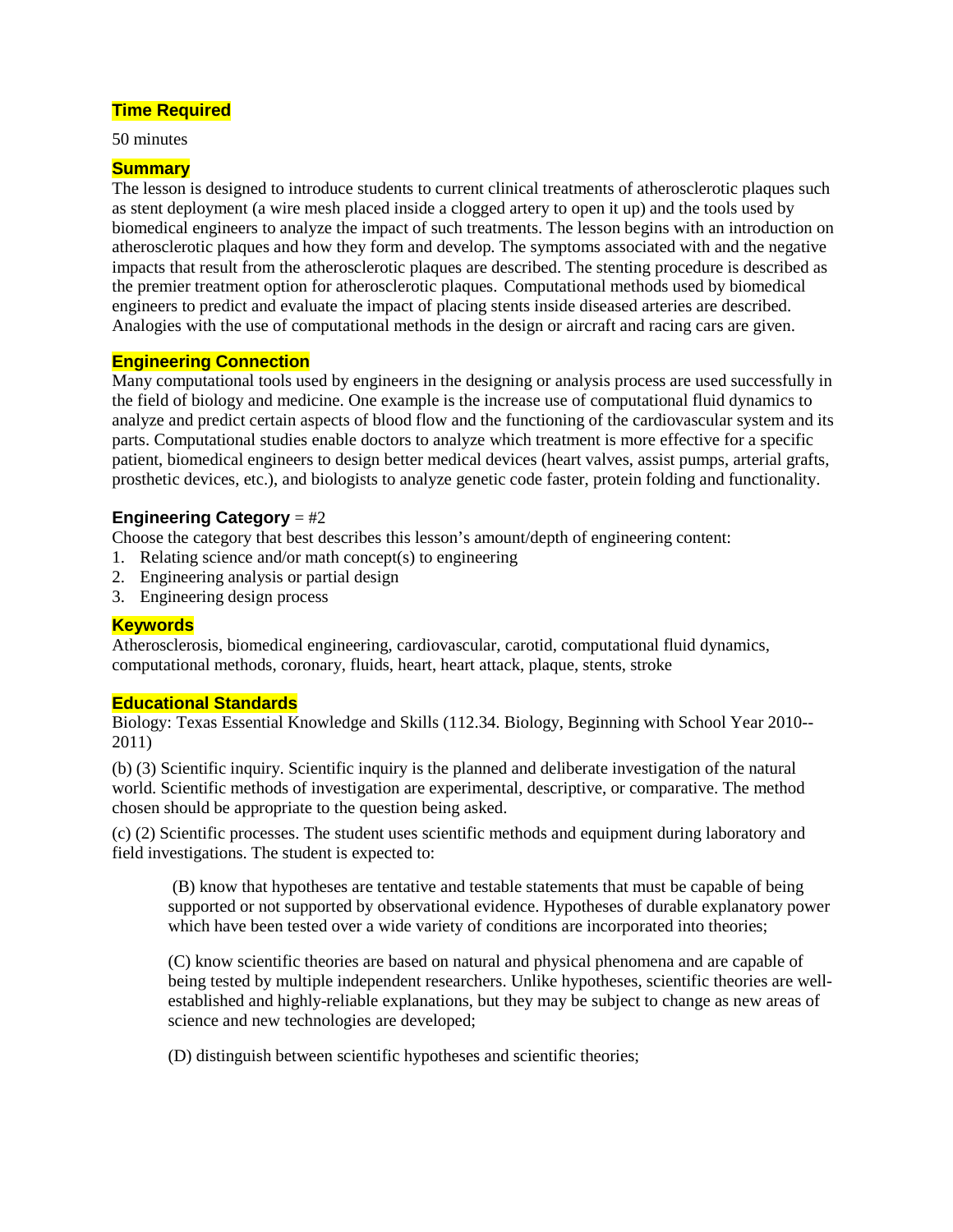## Time Required

50 minutes

## Summary

The lesson is designed to introduce students to current clinical treatments of atherosclerotic plaques such as stent deployment (a wire mesh placed inside a clogged artery to open it up) and the tools used by biomedical engineers to analyze the impact of such treatments. The lesson begins with an introduction on atherosclerotic plaques and how they form and develop. The symptoms associated with and the negative impacts that result from the atherosclerotic plaques are described. The stenting procedure is described as the premier treatment option for atherosclerotic plaques. Computational methods used by biomedical engineers to predict and evaluate the impact of placing stents inside diseased arteries are described. Analogies with the use of computational methods in the design or aircraft and racing cars are given.

## Engineering Connection

Many computational tools used by engineers in the designing or analysis process are used successfully in the field of biology and medicine. One example is the increase use of computational fluid dynamics to analyze and predict certain aspects of blood flow and the functioning of the cardiovascular system and its parts. Computational studies enable doctors to analyze which treatment is more effective for a specific patient, biomedical engineers to design better medical devices (heart valves, assist pumps, arterial grafts, prosthetic devices, etc.), and biologists to analyze genetic code faster, protein folding and functionality.

**Engineering Category** = #2

Choose the category that best describes this lesson's amount/depth of engineering content:

1. Relating science and/or math concept(s) to engineering
2. Engineering analysis or partial design
3. Engineering design process

## Keywords

Atherosclerosis, biomedical engineering, cardiovascular, carotid, computational fluid dynamics, computational methods, coronary, fluids, heart, heart attack, plaque, stents, stroke

## Educational Standards

Biology: Texas Essential Knowledge and Skills (112.34. Biology, Beginning with School Year 2010--2011)

(b) (3) Scientific inquiry. Scientific inquiry is the planned and deliberate investigation of the natural world. Scientific methods of investigation are experimental, descriptive, or comparative. The method chosen should be appropriate to the question being asked.

(c) (2) Scientific processes. The student uses scientific methods and equipment during laboratory and field investigations. The student is expected to:

> (B) know that hypotheses are tentative and testable statements that must be capable of being supported or not supported by observational evidence. Hypotheses of durable explanatory power which have been tested over a wide variety of conditions are incorporated into theories;
>
> (C) know scientific theories are based on natural and physical phenomena and are capable of being tested by multiple independent researchers. Unlike hypotheses, scientific theories are well-established and highly-reliable explanations, but they may be subject to change as new areas of science and new technologies are developed;
>
> (D) distinguish between scientific hypotheses and scientific theories;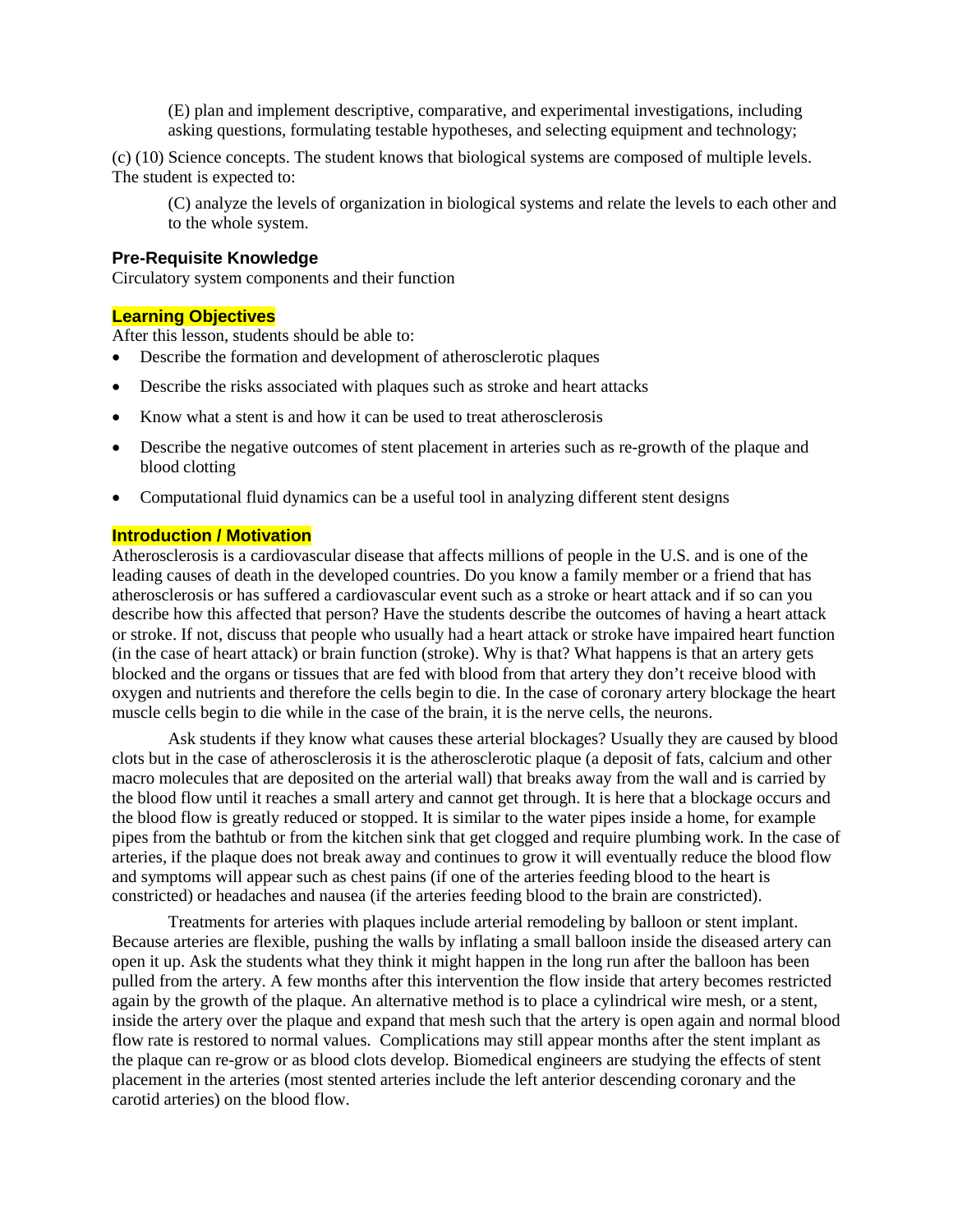(E) plan and implement descriptive, comparative, and experimental investigations, including asking questions, formulating testable hypotheses, and selecting equipment and technology;

(c) (10) Science concepts. The student knows that biological systems are composed of multiple levels. The student is expected to:

(C) analyze the levels of organization in biological systems and relate the levels to each other and to the whole system.

### Pre-Requisite Knowledge

Circulatory system components and their function

### Learning Objectives

After this lesson, students should be able to:

- Describe the formation and development of atherosclerotic plaques
- Describe the risks associated with plaques such as stroke and heart attacks
- Know what a stent is and how it can be used to treat atherosclerosis
- Describe the negative outcomes of stent placement in arteries such as re-growth of the plaque and blood clotting
- Computational fluid dynamics can be a useful tool in analyzing different stent designs

### Introduction / Motivation

Atherosclerosis is a cardiovascular disease that affects millions of people in the U.S. and is one of the leading causes of death in the developed countries. Do you know a family member or a friend that has atherosclerosis or has suffered a cardiovascular event such as a stroke or heart attack and if so can you describe how this affected that person? Have the students describe the outcomes of having a heart attack or stroke. If not, discuss that people who usually had a heart attack or stroke have impaired heart function (in the case of heart attack) or brain function (stroke). Why is that? What happens is that an artery gets blocked and the organs or tissues that are fed with blood from that artery they don't receive blood with oxygen and nutrients and therefore the cells begin to die. In the case of coronary artery blockage the heart muscle cells begin to die while in the case of the brain, it is the nerve cells, the neurons.

Ask students if they know what causes these arterial blockages? Usually they are caused by blood clots but in the case of atherosclerosis it is the atherosclerotic plaque (a deposit of fats, calcium and other macro molecules that are deposited on the arterial wall) that breaks away from the wall and is carried by the blood flow until it reaches a small artery and cannot get through. It is here that a blockage occurs and the blood flow is greatly reduced or stopped. It is similar to the water pipes inside a home, for example pipes from the bathtub or from the kitchen sink that get clogged and require plumbing work. In the case of arteries, if the plaque does not break away and continues to grow it will eventually reduce the blood flow and symptoms will appear such as chest pains (if one of the arteries feeding blood to the heart is constricted) or headaches and nausea (if the arteries feeding blood to the brain are constricted).

Treatments for arteries with plaques include arterial remodeling by balloon or stent implant. Because arteries are flexible, pushing the walls by inflating a small balloon inside the diseased artery can open it up. Ask the students what they think it might happen in the long run after the balloon has been pulled from the artery. A few months after this intervention the flow inside that artery becomes restricted again by the growth of the plaque. An alternative method is to place a cylindrical wire mesh, or a stent, inside the artery over the plaque and expand that mesh such that the artery is open again and normal blood flow rate is restored to normal values. Complications may still appear months after the stent implant as the plaque can re-grow or as blood clots develop. Biomedical engineers are studying the effects of stent placement in the arteries (most stented arteries include the left anterior descending coronary and the carotid arteries) on the blood flow.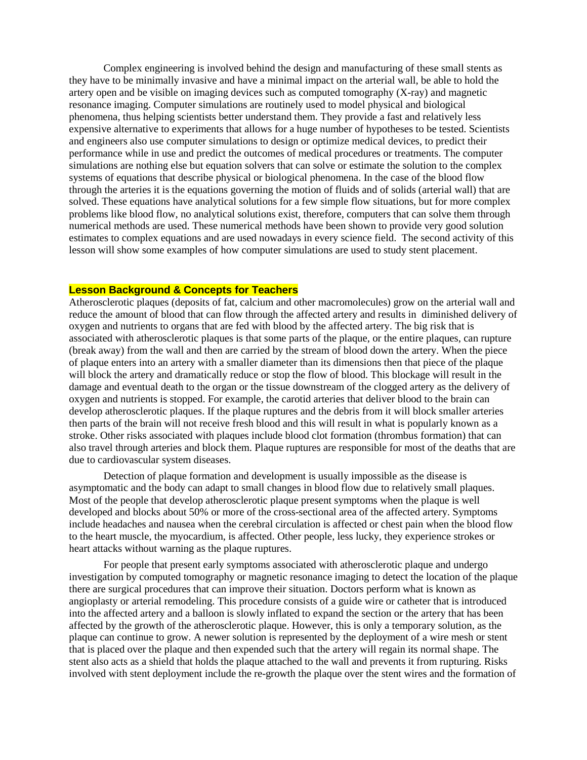Complex engineering is involved behind the design and manufacturing of these small stents as they have to be minimally invasive and have a minimal impact on the arterial wall, be able to hold the artery open and be visible on imaging devices such as computed tomography (X-ray) and magnetic resonance imaging. Computer simulations are routinely used to model physical and biological phenomena, thus helping scientists better understand them. They provide a fast and relatively less expensive alternative to experiments that allows for a huge number of hypotheses to be tested. Scientists and engineers also use computer simulations to design or optimize medical devices, to predict their performance while in use and predict the outcomes of medical procedures or treatments. The computer simulations are nothing else but equation solvers that can solve or estimate the solution to the complex systems of equations that describe physical or biological phenomena. In the case of the blood flow through the arteries it is the equations governing the motion of fluids and of solids (arterial wall) that are solved. These equations have analytical solutions for a few simple flow situations, but for more complex problems like blood flow, no analytical solutions exist, therefore, computers that can solve them through numerical methods are used. These numerical methods have been shown to provide very good solution estimates to complex equations and are used nowadays in every science field. The second activity of this lesson will show some examples of how computer simulations are used to study stent placement.

## Lesson Background & Concepts for Teachers

Atherosclerotic plaques (deposits of fat, calcium and other macromolecules) grow on the arterial wall and reduce the amount of blood that can flow through the affected artery and results in diminished delivery of oxygen and nutrients to organs that are fed with blood by the affected artery. The big risk that is associated with atherosclerotic plaques is that some parts of the plaque, or the entire plaques, can rupture (break away) from the wall and then are carried by the stream of blood down the artery. When the piece of plaque enters into an artery with a smaller diameter than its dimensions then that piece of the plaque will block the artery and dramatically reduce or stop the flow of blood. This blockage will result in the damage and eventual death to the organ or the tissue downstream of the clogged artery as the delivery of oxygen and nutrients is stopped. For example, the carotid arteries that deliver blood to the brain can develop atherosclerotic plaques. If the plaque ruptures and the debris from it will block smaller arteries then parts of the brain will not receive fresh blood and this will result in what is popularly known as a stroke. Other risks associated with plaques include blood clot formation (thrombus formation) that can also travel through arteries and block them. Plaque ruptures are responsible for most of the deaths that are due to cardiovascular system diseases.

Detection of plaque formation and development is usually impossible as the disease is asymptomatic and the body can adapt to small changes in blood flow due to relatively small plaques. Most of the people that develop atherosclerotic plaque present symptoms when the plaque is well developed and blocks about 50% or more of the cross-sectional area of the affected artery. Symptoms include headaches and nausea when the cerebral circulation is affected or chest pain when the blood flow to the heart muscle, the myocardium, is affected. Other people, less lucky, they experience strokes or heart attacks without warning as the plaque ruptures.

For people that present early symptoms associated with atherosclerotic plaque and undergo investigation by computed tomography or magnetic resonance imaging to detect the location of the plaque there are surgical procedures that can improve their situation. Doctors perform what is known as angioplasty or arterial remodeling. This procedure consists of a guide wire or catheter that is introduced into the affected artery and a balloon is slowly inflated to expand the section or the artery that has been affected by the growth of the atherosclerotic plaque. However, this is only a temporary solution, as the plaque can continue to grow. A newer solution is represented by the deployment of a wire mesh or stent that is placed over the plaque and then expended such that the artery will regain its normal shape. The stent also acts as a shield that holds the plaque attached to the wall and prevents it from rupturing. Risks involved with stent deployment include the re-growth the plaque over the stent wires and the formation of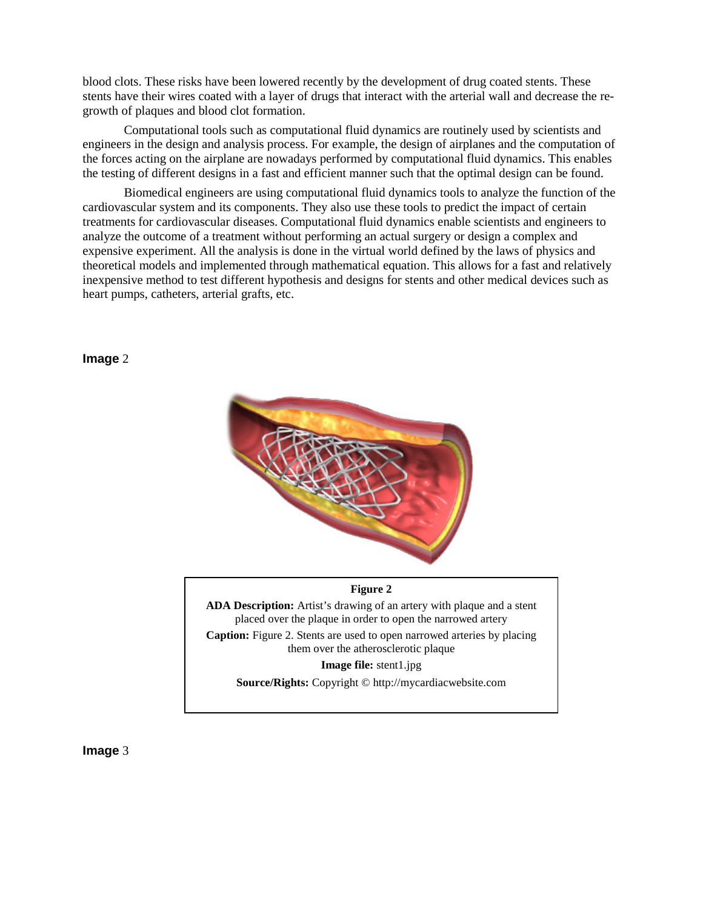blood clots. These risks have been lowered recently by the development of drug coated stents. These stents have their wires coated with a layer of drugs that interact with the arterial wall and decrease the re-growth of plaques and blood clot formation.

Computational tools such as computational fluid dynamics are routinely used by scientists and engineers in the design and analysis process. For example, the design of airplanes and the computation of the forces acting on the airplane are nowadays performed by computational fluid dynamics. This enables the testing of different designs in a fast and efficient manner such that the optimal design can be found.

Biomedical engineers are using computational fluid dynamics tools to analyze the function of the cardiovascular system and its components. They also use these tools to predict the impact of certain treatments for cardiovascular diseases. Computational fluid dynamics enable scientists and engineers to analyze the outcome of a treatment without performing an actual surgery or design a complex and expensive experiment. All the analysis is done in the virtual world defined by the laws of physics and theoretical models and implemented through mathematical equation. This allows for a fast and relatively inexpensive method to test different hypothesis and designs for stents and other medical devices such as heart pumps, catheters, arterial grafts, etc.

**Image** 2

**Figure 2**

**ADA Description:** Artist's drawing of an artery with plaque and a stent placed over the plaque in order to open the narrowed artery

**Caption:** Figure 2. Stents are used to open narrowed arteries by placing them over the atherosclerotic plaque

**Image file:** stent1.jpg

**Source/Rights:** Copyright © http://mycardiacwebsite.com

**Image** 3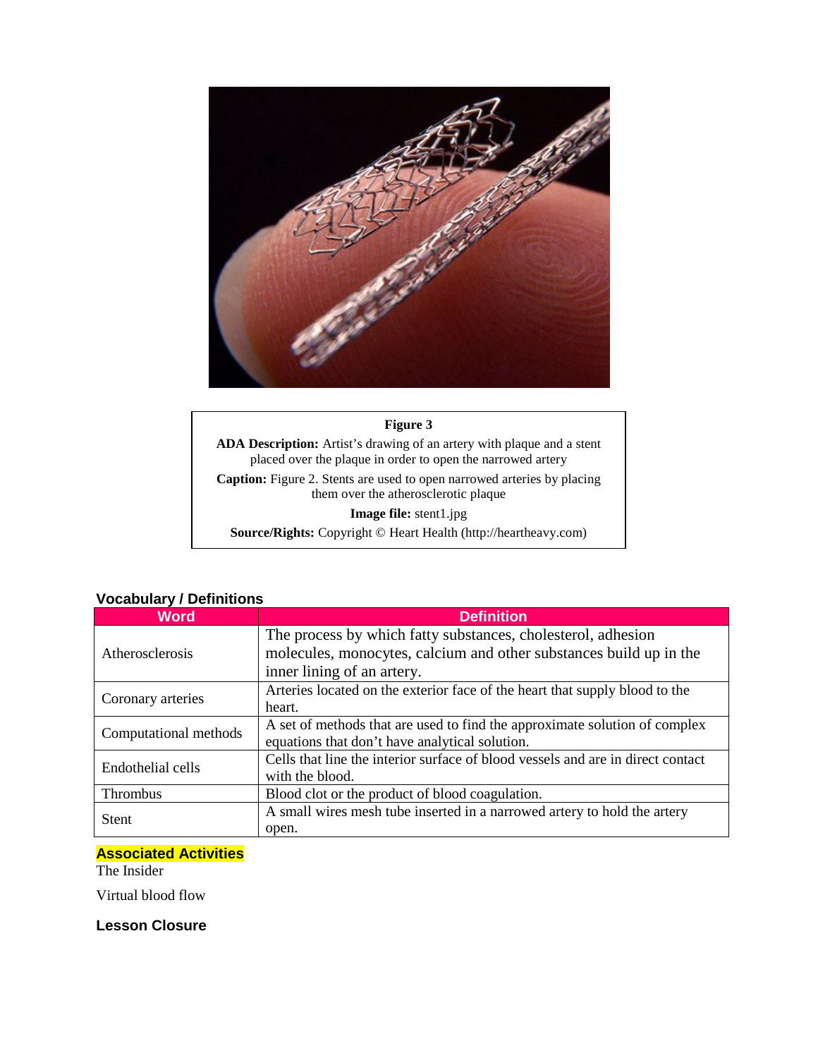**Figure 3**

**ADA Description:** Artist's drawing of an artery with plaque and a stent placed over the plaque in order to open the narrowed artery

**Caption:** Figure 2. Stents are used to open narrowed arteries by placing them over the atherosclerotic plaque

**Image file:** stent1.jpg

**Source/Rights:** Copyright © Heart Health (http://heartheavy.com)

### Vocabulary / Definitions

| Word | Definition |
|---|---|
| Atherosclerosis | The process by which fatty substances, cholesterol, adhesion molecules, monocytes, calcium and other substances build up in the inner lining of an artery. |
| Coronary arteries | Arteries located on the exterior face of the heart that supply blood to the heart. |
| Computational methods | A set of methods that are used to find the approximate solution of complex equations that don't have analytical solution. |
| Endothelial cells | Cells that line the interior surface of blood vessels and are in direct contact with the blood. |
| Thrombus | Blood clot or the product of blood coagulation. |
| Stent | A small wires mesh tube inserted in a narrowed artery to hold the artery open. |

### Associated Activities

The Insider

Virtual blood flow

### Lesson Closure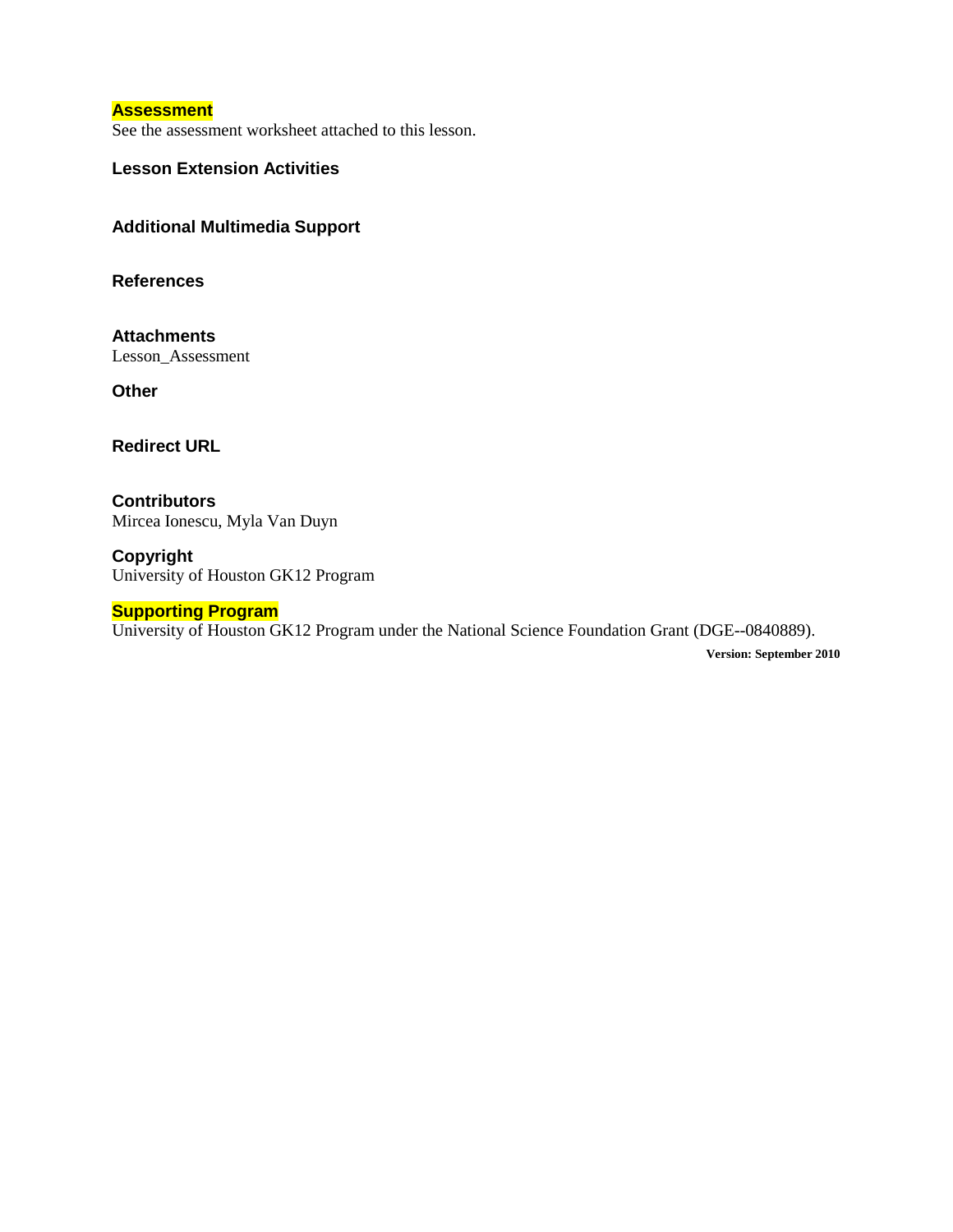### Assessment
See the assessment worksheet attached to this lesson.

### Lesson Extension Activities

### Additional Multimedia Support

### References

### Attachments
Lesson_Assessment

### Other

### Redirect URL

### Contributors
Mircea Ionescu, Myla Van Duyn

### Copyright
University of Houston GK12 Program

### Supporting Program
University of Houston GK12 Program under the National Science Foundation Grant (DGE--0840889).

**Version: September 2010**